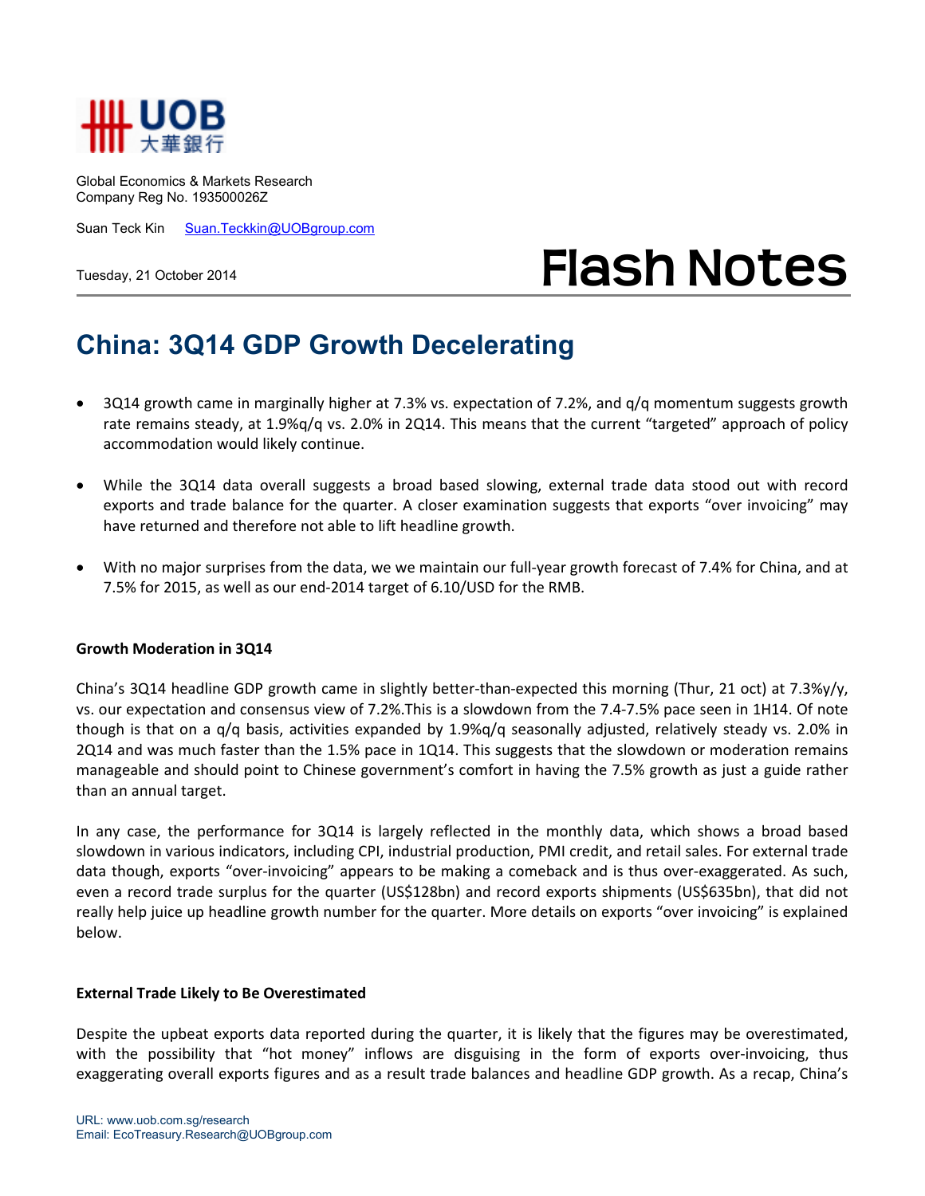Global Economics & Markets Research
Company Reg No. 193500026Z

Suan Teck Kin    Suan.Teckkin@UOBgroup.com

Tuesday, 21 October 2014

# Flash Notes

## China: 3Q14 GDP Growth Decelerating

- 3Q14 growth came in marginally higher at 7.3% vs. expectation of 7.2%, and q/q momentum suggests growth rate remains steady, at 1.9%q/q vs. 2.0% in 2Q14. This means that the current "targeted" approach of policy accommodation would likely continue.

- While the 3Q14 data overall suggests a broad based slowing, external trade data stood out with record exports and trade balance for the quarter. A closer examination suggests that exports "over invoicing" may have returned and therefore not able to lift headline growth.

- With no major surprises from the data, we we maintain our full-year growth forecast of 7.4% for China, and at 7.5% for 2015, as well as our end-2014 target of 6.10/USD for the RMB.

**Growth Moderation in 3Q14**

China's 3Q14 headline GDP growth came in slightly better-than-expected this morning (Thur, 21 oct) at 7.3%y/y, vs. our expectation and consensus view of 7.2%.This is a slowdown from the 7.4-7.5% pace seen in 1H14. Of note though is that on a q/q basis, activities expanded by 1.9%q/q seasonally adjusted, relatively steady vs. 2.0% in 2Q14 and was much faster than the 1.5% pace in 1Q14. This suggests that the slowdown or moderation remains manageable and should point to Chinese government's comfort in having the 7.5% growth as just a guide rather than an annual target.

In any case, the performance for 3Q14 is largely reflected in the monthly data, which shows a broad based slowdown in various indicators, including CPI, industrial production, PMI credit, and retail sales. For external trade data though, exports "over-invoicing" appears to be making a comeback and is thus over-exaggerated. As such, even a record trade surplus for the quarter (US$128bn) and record exports shipments (US$635bn), that did not really help juice up headline growth number for the quarter. More details on exports "over invoicing" is explained below.

**External Trade Likely to Be Overestimated**

Despite the upbeat exports data reported during the quarter, it is likely that the figures may be overestimated, with the possibility that "hot money" inflows are disguising in the form of exports over-invoicing, thus exaggerating overall exports figures and as a result trade balances and headline GDP growth. As a recap, China's

URL: www.uob.com.sg/research
Email: EcoTreasury.Research@UOBgroup.com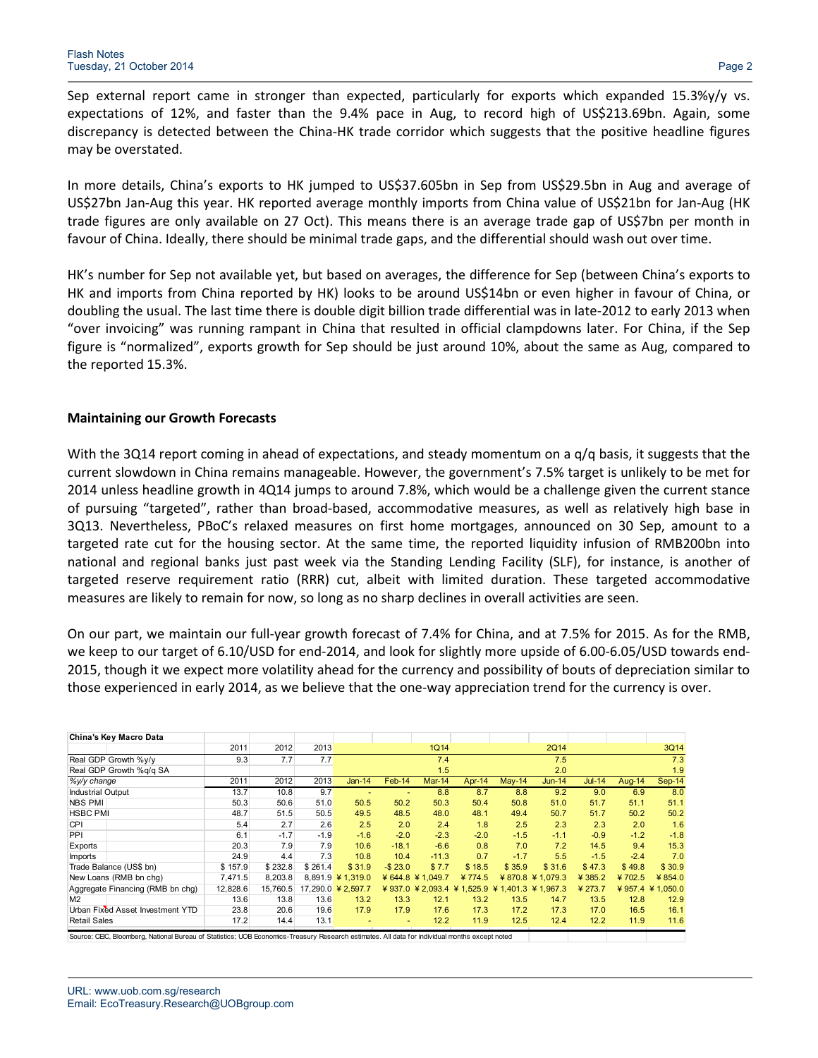Sep external report came in stronger than expected, particularly for exports which expanded 15.3%y/y vs. expectations of 12%, and faster than the 9.4% pace in Aug, to record high of US$213.69bn. Again, some discrepancy is detected between the China-HK trade corridor which suggests that the positive headline figures may be overstated.

In more details, China's exports to HK jumped to US$37.605bn in Sep from US$29.5bn in Aug and average of US$27bn Jan-Aug this year. HK reported average monthly imports from China value of US$21bn for Jan-Aug (HK trade figures are only available on 27 Oct). This means there is an average trade gap of US$7bn per month in favour of China. Ideally, there should be minimal trade gaps, and the differential should wash out over time.

HK's number for Sep not available yet, but based on averages, the difference for Sep (between China's exports to HK and imports from China reported by HK) looks to be around US$14bn or even higher in favour of China, or doubling the usual. The last time there is double digit billion trade differential was in late-2012 to early 2013 when "over invoicing" was running rampant in China that resulted in official clampdowns later. For China, if the Sep figure is "normalized", exports growth for Sep should be just around 10%, about the same as Aug, compared to the reported 15.3%.

**Maintaining our Growth Forecasts**

With the 3Q14 report coming in ahead of expectations, and steady momentum on a q/q basis, it suggests that the current slowdown in China remains manageable. However, the government's 7.5% target is unlikely to be met for 2014 unless headline growth in 4Q14 jumps to around 7.8%, which would be a challenge given the current stance of pursuing "targeted", rather than broad-based, accommodative measures, as well as relatively high base in 3Q13. Nevertheless, PBoC's relaxed measures on first home mortgages, announced on 30 Sep, amount to a targeted rate cut for the housing sector. At the same time, the reported liquidity infusion of RMB200bn into national and regional banks just past week via the Standing Lending Facility (SLF), for instance, is another of targeted reserve requirement ratio (RRR) cut, albeit with limited duration. These targeted accommodative measures are likely to remain for now, so long as no sharp declines in overall activities are seen.

On our part, we maintain our full-year growth forecast of 7.4% for China, and at 7.5% for 2015. As for the RMB, we keep to our target of 6.10/USD for end-2014, and look for slightly more upside of 6.00-6.05/USD towards end-2015, though it we expect more volatility ahead for the currency and possibility of bouts of depreciation similar to those experienced in early 2014, as we believe that the one-way appreciation trend for the currency is over.

| China's Key Macro Data | | | | | | | | | | | | |
|---|---|---|---|---|---|---|---|---|---|---|---|---|
| | 2011 | 2012 | 2013 | | | 1Q14 | | | 2Q14 | | | 3Q14 |
| Real GDP Growth %y/y | 9.3 | 7.7 | 7.7 | | | 7.4 | | | 7.5 | | | 7.3 |
| Real GDP Growth %q/q SA | | | | | | 1.5 | | | 2.0 | | | 1.9 |
| *%y/y change* | 2011 | 2012 | 2013 | Jan-14 | Feb-14 | Mar-14 | Apr-14 | May-14 | Jun-14 | Jul-14 | Aug-14 | Sep-14 |
| Industrial Output | 13.7 | 10.8 | 9.7 | - | - | 8.8 | 8.7 | 8.8 | 9.2 | 9.0 | 6.9 | 8.0 |
| NBS PMI | 50.3 | 50.6 | 51.0 | 50.5 | 50.2 | 50.3 | 50.4 | 50.8 | 51.0 | 51.7 | 51.1 | 51.1 |
| HSBC PMI | 48.7 | 51.5 | 50.5 | 49.5 | 48.5 | 48.0 | 48.1 | 49.4 | 50.7 | 51.7 | 50.2 | 50.2 |
| CPI | 5.4 | 2.7 | 2.6 | 2.5 | 2.0 | 2.4 | 1.8 | 2.5 | 2.3 | 2.3 | 2.0 | 1.6 |
| PPI | 6.1 | -1.7 | -1.9 | -1.6 | -2.0 | -2.3 | -2.0 | -1.5 | -1.1 | -0.9 | -1.2 | -1.8 |
| Exports | 20.3 | 7.9 | 7.9 | 10.6 | -18.1 | -6.6 | 0.8 | 7.0 | 7.2 | 14.5 | 9.4 | 15.3 |
| Imports | 24.9 | 4.4 | 7.3 | 10.8 | 10.4 | -11.3 | 0.7 | -1.7 | 5.5 | -1.5 | -2.4 | 7.0 |
| Trade Balance (US$ bn) | $ 157.9 | $ 232.8 | $ 261.4 | $ 31.9 | -$ 23.0 | $ 7.7 | $ 18.5 | $ 35.9 | $ 31.6 | $ 47.3 | $ 49.8 | $ 30.9 |
| New Loans (RMB bn chg) | 7,471.5 | 8,203.8 | 8,891.9 | ¥ 1,319.0 | ¥ 644.8 | ¥ 1,049.7 | ¥ 774.5 | ¥ 870.8 | ¥ 1,079.3 | ¥ 385.2 | ¥ 702.5 | ¥ 854.0 |
| Aggregate Financing (RMB bn chg) | 12,828.6 | 15,760.5 | 17,290.0 | ¥ 2,597.7 | ¥ 937.0 | ¥ 2,093.4 | ¥ 1,525.9 | ¥ 1,401.3 | ¥ 1,967.3 | ¥ 273.7 | ¥ 957.4 | ¥ 1,050.0 |
| M2 | 13.6 | 13.8 | 13.6 | 13.2 | 13.3 | 12.1 | 13.2 | 13.5 | 14.7 | 13.5 | 12.8 | 12.9 |
| Urban Fixed Asset Investment YTD | 23.8 | 20.6 | 19.6 | 17.9 | 17.9 | 17.6 | 17.3 | 17.2 | 17.3 | 17.0 | 16.5 | 16.1 |
| Retail Sales | 17.2 | 14.4 | 13.1 | - | - | 12.2 | 11.9 | 12.5 | 12.4 | 12.2 | 11.9 | 11.6 |

Source: CEIC, Bloomberg, National Bureau of Statistics; UOB Economics-Treasury Research estimates. All data for individual months except noted

URL: www.uob.com.sg/research
Email: EcoTreasury.Research@UOBgroup.com